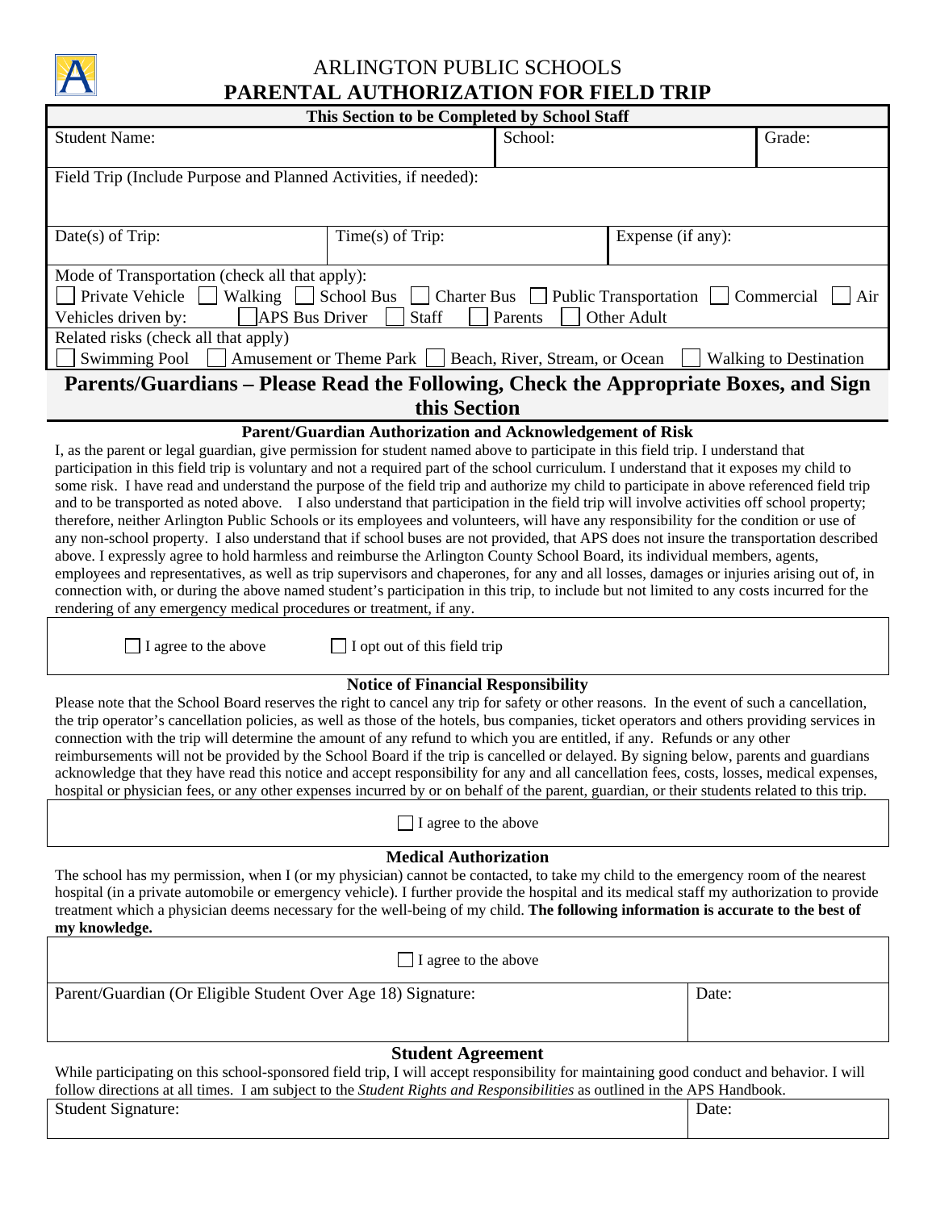# ARLINGTON PUBLIC SCHOOLS

# PARENTAL AUTHORIZATION FOR FIELD TRIP

**This Section to be Completed by School Staff**

| Student Name: | School: | Grade: |
|---|---|---|

Field Trip (Include Purpose and Planned Activities, if needed):

| Date(s) of Trip: | Time(s) of Trip: | Expense (if any): |
|---|---|---|

Mode of Transportation (check all that apply):
☐ Private Vehicle ☐ Walking ☐ School Bus ☐ Charter Bus ☐ Public Transportation ☐ Commercial ☐ Air
Vehicles driven by: ☐ APS Bus Driver ☐ Staff ☐ Parents ☐ Other Adult

Related risks (check all that apply)
☐ Swimming Pool ☐ Amusement or Theme Park ☐ Beach, River, Stream, or Ocean ☐ Walking to Destination

## Parents/Guardians – Please Read the Following, Check the Appropriate Boxes, and Sign this Section

### Parent/Guardian Authorization and Acknowledgement of Risk

I, as the parent or legal guardian, give permission for student named above to participate in this field trip. I understand that participation in this field trip is voluntary and not a required part of the school curriculum. I understand that it exposes my child to some risk. I have read and understand the purpose of the field trip and authorize my child to participate in above referenced field trip and to be transported as noted above. I also understand that participation in the field trip will involve activities off school property; therefore, neither Arlington Public Schools or its employees and volunteers, will have any responsibility for the condition or use of any non-school property. I also understand that if school buses are not provided, that APS does not insure the transportation described above. I expressly agree to hold harmless and reimburse the Arlington County School Board, its individual members, agents, employees and representatives, as well as trip supervisors and chaperones, for any and all losses, damages or injuries arising out of, in connection with, or during the above named student's participation in this trip, to include but not limited to any costs incurred for the rendering of any emergency medical procedures or treatment, if any.

☐ I agree to the above ☐ I opt out of this field trip

### Notice of Financial Responsibility

Please note that the School Board reserves the right to cancel any trip for safety or other reasons. In the event of such a cancellation, the trip operator's cancellation policies, as well as those of the hotels, bus companies, ticket operators and others providing services in connection with the trip will determine the amount of any refund to which you are entitled, if any. Refunds or any other reimbursements will not be provided by the School Board if the trip is cancelled or delayed. By signing below, parents and guardians acknowledge that they have read this notice and accept responsibility for any and all cancellation fees, costs, losses, medical expenses, hospital or physician fees, or any other expenses incurred by or on behalf of the parent, guardian, or their students related to this trip.

☐ I agree to the above

### Medical Authorization

The school has my permission, when I (or my physician) cannot be contacted, to take my child to the emergency room of the nearest hospital (in a private automobile or emergency vehicle). I further provide the hospital and its medical staff my authorization to provide treatment which a physician deems necessary for the well-being of my child. **The following information is accurate to the best of my knowledge.**

☐ I agree to the above

| Parent/Guardian (Or Eligible Student Over Age 18) Signature: | Date: |
|---|---|

### Student Agreement

While participating on this school-sponsored field trip, I will accept responsibility for maintaining good conduct and behavior. I will follow directions at all times. I am subject to the *Student Rights and Responsibilities* as outlined in the APS Handbook.

| Student Signature: | Date: |
|---|---|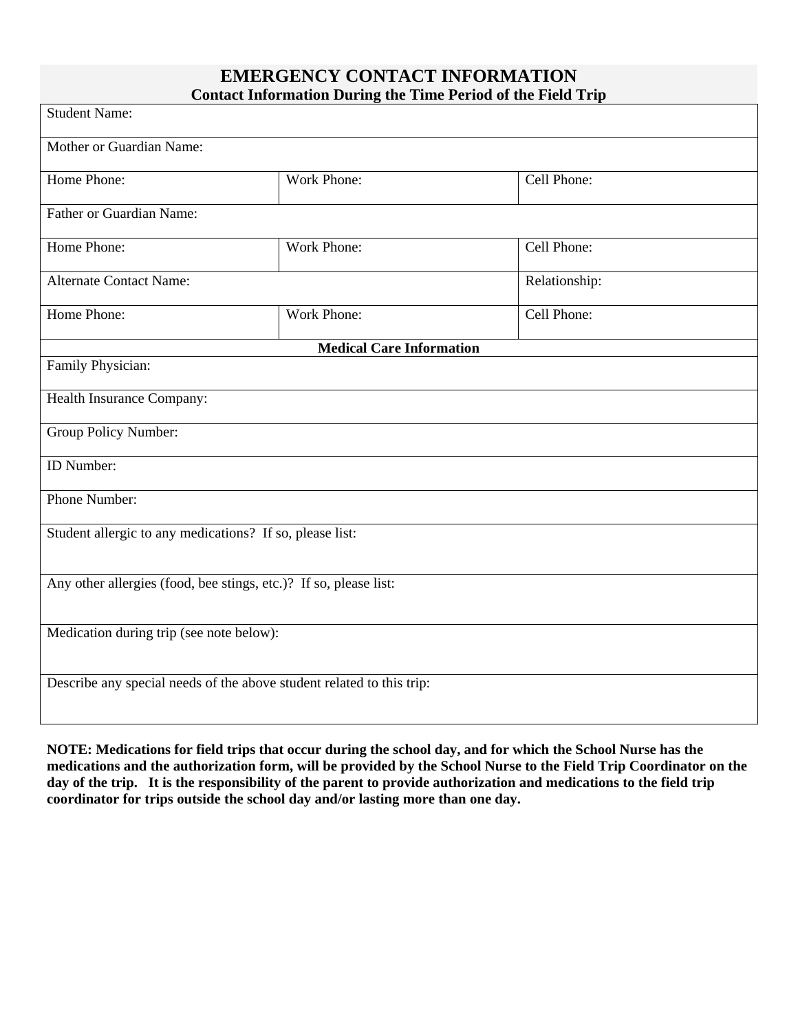# EMERGENCY CONTACT INFORMATION

## Contact Information During the Time Period of the Field Trip

| | | |
|---|---|---|
| Student Name: | | |
| Mother or Guardian Name: | | |
| Home Phone: | Work Phone: | Cell Phone: |
| Father or Guardian Name: | | |
| Home Phone: | Work Phone: | Cell Phone: |
| Alternate Contact Name: | | Relationship: |
| Home Phone: | Work Phone: | Cell Phone: |
| **Medical Care Information** | | |
| Family Physician: | | |
| Health Insurance Company: | | |
| Group Policy Number: | | |
| ID Number: | | |
| Phone Number: | | |
| Student allergic to any medications? If so, please list: | | |
| Any other allergies (food, bee stings, etc.)? If so, please list: | | |
| Medication during trip (see note below): | | |
| Describe any special needs of the above student related to this trip: | | |

**NOTE: Medications for field trips that occur during the school day, and for which the School Nurse has the medications and the authorization form, will be provided by the School Nurse to the Field Trip Coordinator on the day of the trip. It is the responsibility of the parent to provide authorization and medications to the field trip coordinator for trips outside the school day and/or lasting more than one day.**